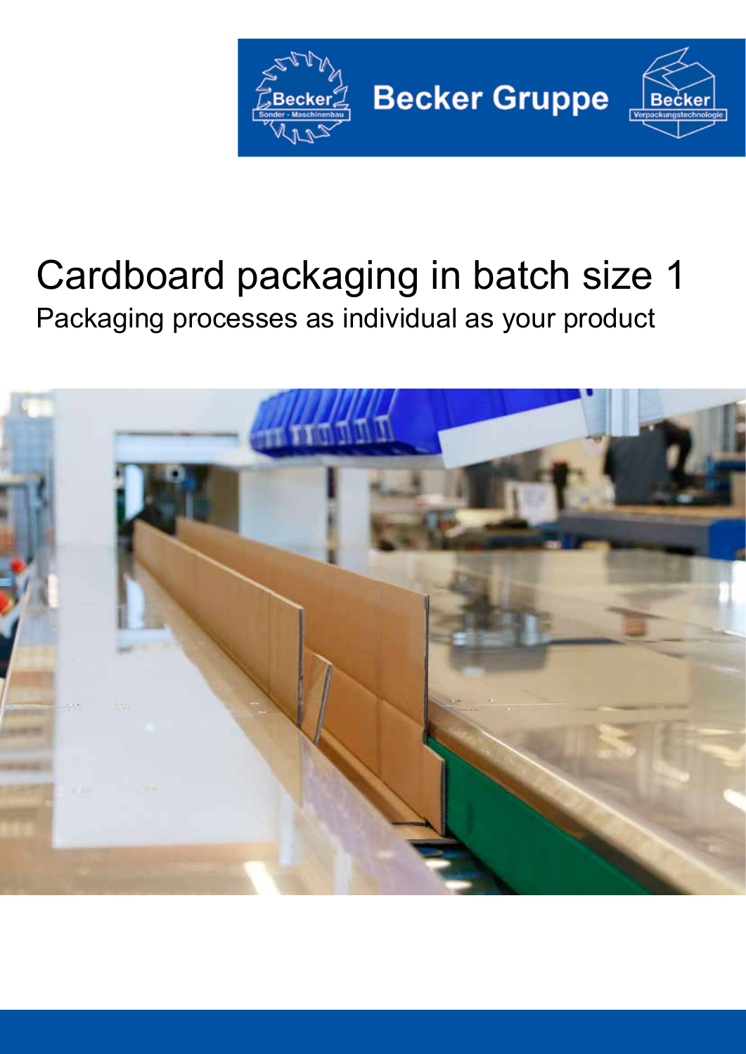Becker Gruppe

# Cardboard packaging in batch size 1

Packaging processes as individual as your product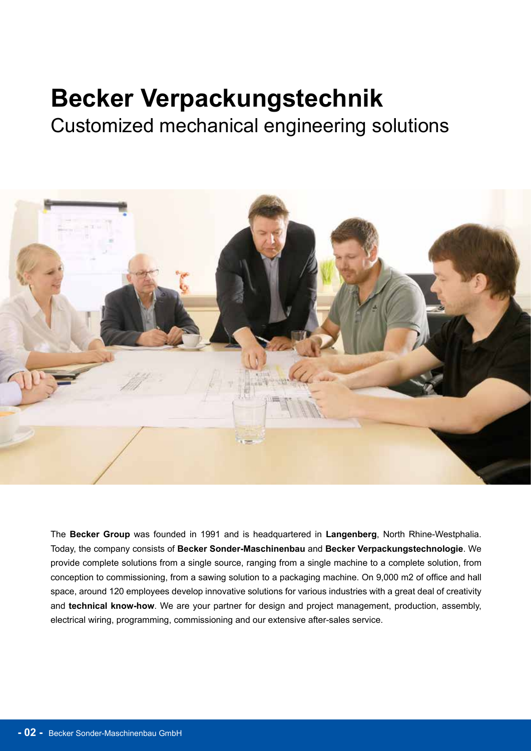# Becker Verpackungstechnik

## Customized mechanical engineering solutions

The **Becker Group** was founded in 1991 and is headquartered in **Langenberg**, North Rhine-Westphalia. Today, the company consists of **Becker Sonder-Maschinenbau** and **Becker Verpackungstechnologie**. We provide complete solutions from a single source, ranging from a single machine to a complete solution, from conception to commissioning, from a sawing solution to a packaging machine. On 9,000 m2 of office and hall space, around 120 employees develop innovative solutions for various industries with a great deal of creativity and **technical know-how**. We are your partner for design and project management, production, assembly, electrical wiring, programming, commissioning and our extensive after-sales service.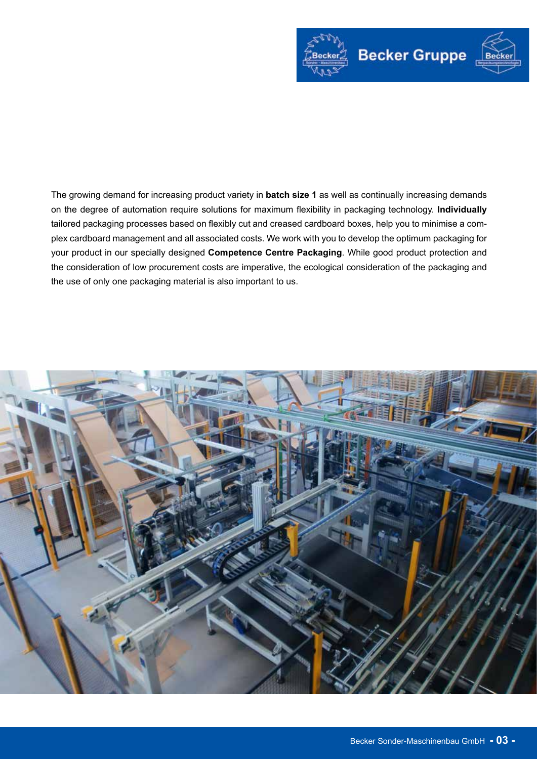The growing demand for increasing product variety in **batch size 1** as well as continually increasing demands on the degree of automation require solutions for maximum flexibility in packaging technology. **Individually** tailored packaging processes based on flexibly cut and creased cardboard boxes, help you to minimise a complex cardboard management and all associated costs. We work with you to develop the optimum packaging for your product in our specially designed **Competence Centre Packaging**. While good product protection and the consideration of low procurement costs are imperative, the ecological consideration of the packaging and the use of only one packaging material is also important to us.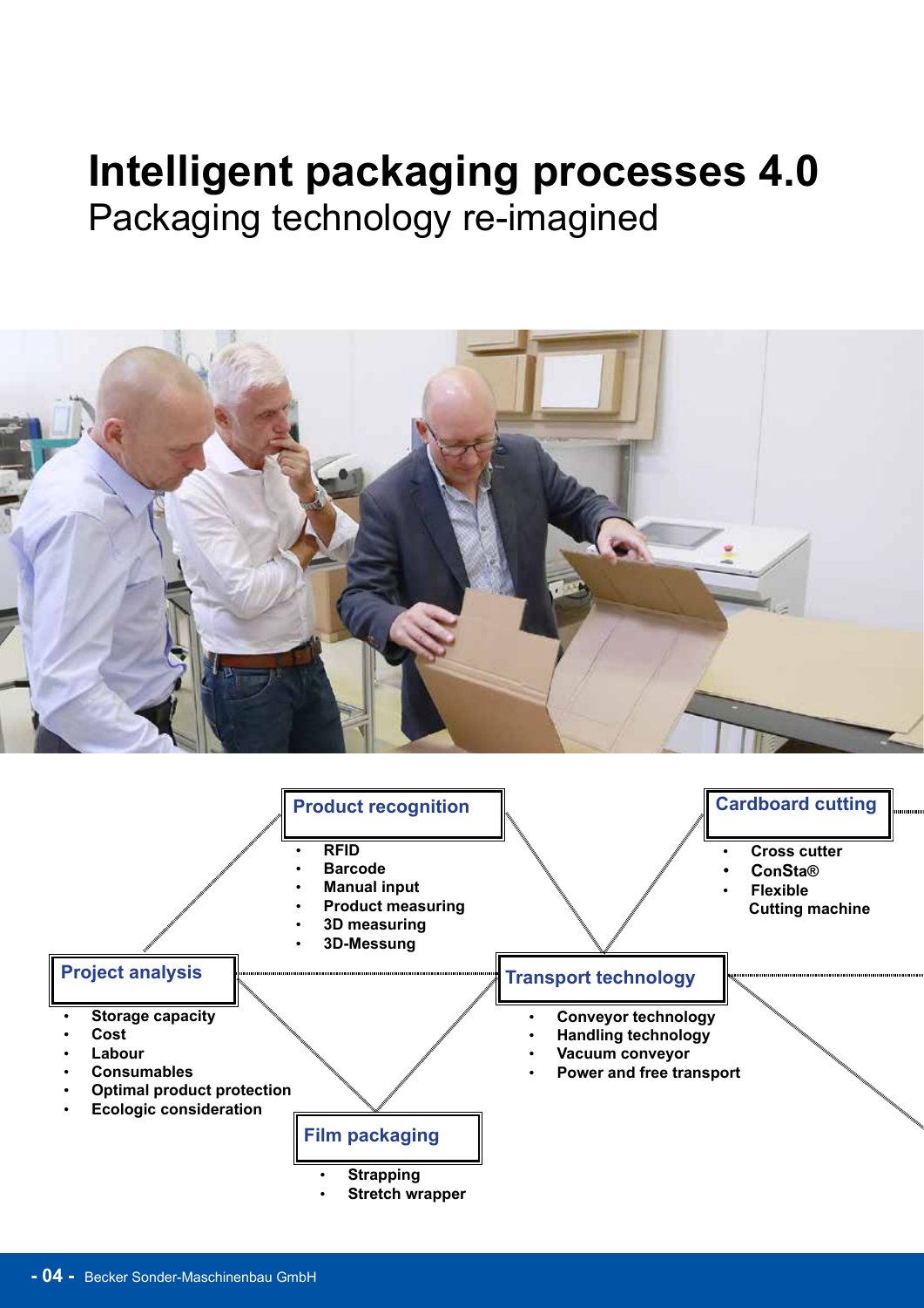# Intelligent packaging processes 4.0

## Packaging technology re-imagined

### Project analysis

- Storage capacity
- Cost
- Labour
- Consumables
- Optimal product protection
- Ecologic consideration

### Product recognition

- RFID
- Barcode
- Manual input
- Product measuring
- 3D measuring
- 3D-Messung

### Film packaging

- Strapping
- Stretch wrapper

### Transport technology

- Conveyor technology
- Handling technology
- Vacuum conveyor
- Power and free transport

### Cardboard cutting

- Cross cutter
- ConSta®
- Flexible Cutting machine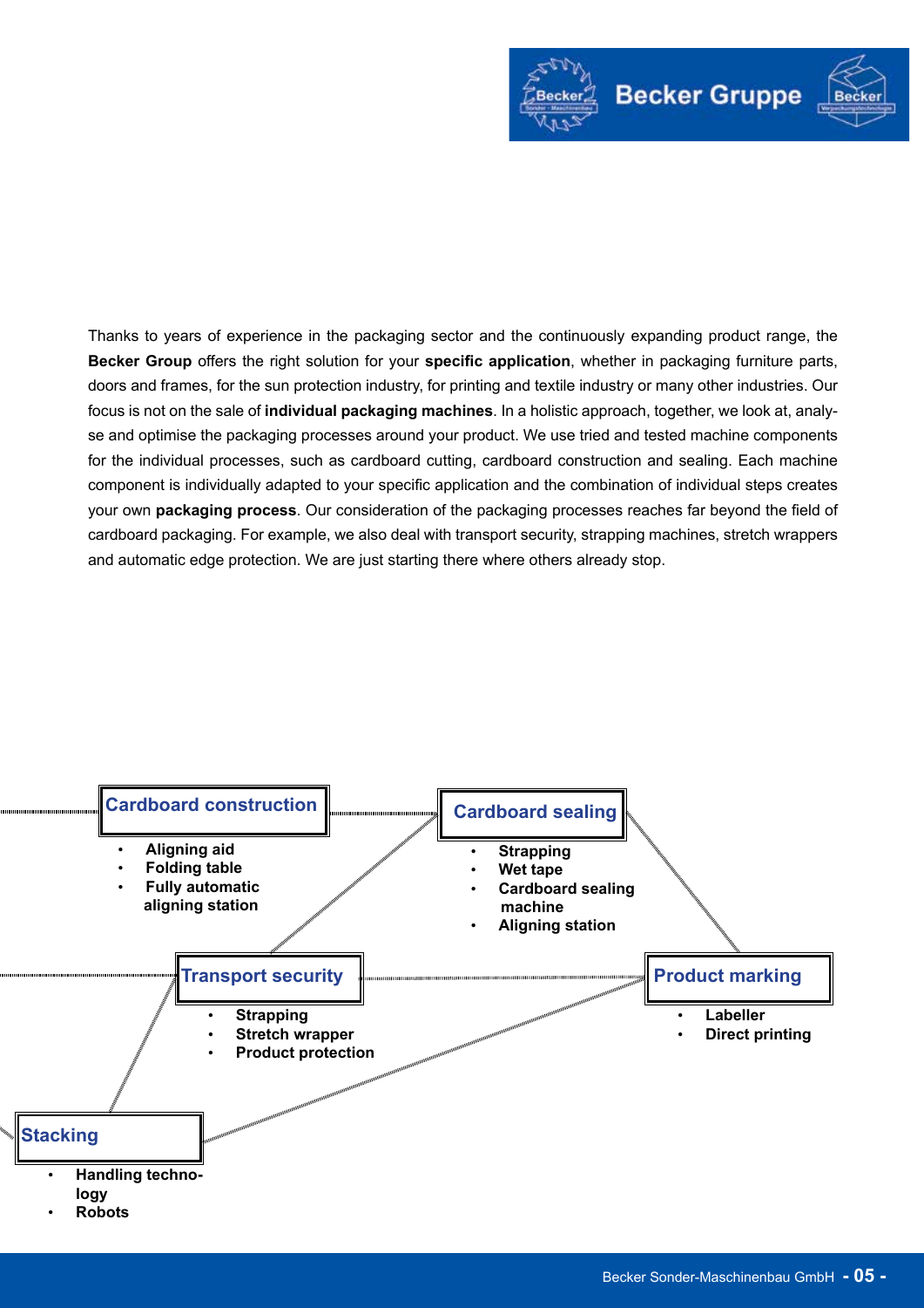Thanks to years of experience in the packaging sector and the continuously expanding product range, the **Becker Group** offers the right solution for your **specific application**, whether in packaging furniture parts, doors and frames, for the sun protection industry, for printing and textile industry or many other industries. Our focus is not on the sale of **individual packaging machines**. In a holistic approach, together, we look at, analyse and optimise the packaging processes around your product. We use tried and tested machine components for the individual processes, such as cardboard cutting, cardboard construction and sealing. Each machine component is individually adapted to your specific application and the combination of individual steps creates your own **packaging process**. Our consideration of the packaging processes reaches far beyond the field of cardboard packaging. For example, we also deal with transport security, strapping machines, stretch wrappers and automatic edge protection. We are just starting there where others already stop.

### Cardboard construction

- **Aligning aid**
- **Folding table**
- **Fully automatic aligning station**

### Cardboard sealing

- **Strapping**
- **Wet tape**
- **Cardboard sealing machine**
- **Aligning station**

### Transport security

- **Strapping**
- **Stretch wrapper**
- **Product protection**

### Product marking

- **Labeller**
- **Direct printing**

### Stacking

- **Handling technology**
- **Robots**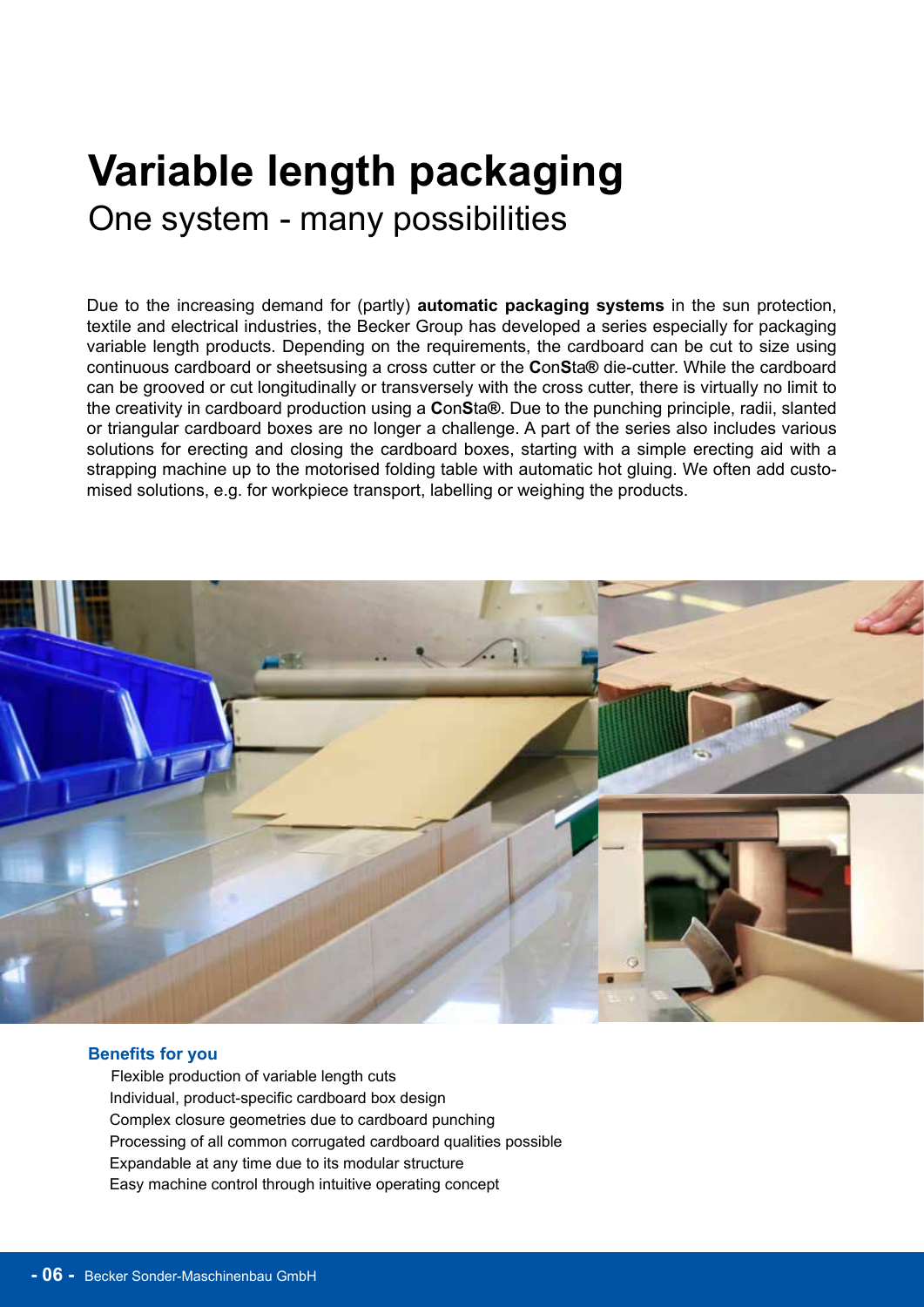# Variable length packaging

## One system - many possibilities

Due to the increasing demand for (partly) **automatic packaging systems** in the sun protection, textile and electrical industries, the Becker Group has developed a series especially for packaging variable length products. Depending on the requirements, the cardboard can be cut to size using continuous cardboard or sheetsusing a cross cutter or the **C**on**S**ta**®** die-cutter. While the cardboard can be grooved or cut longitudinally or transversely with the cross cutter, there is virtually no limit to the creativity in cardboard production using a **C**on**S**ta**®**. Due to the punching principle, radii, slanted or triangular cardboard boxes are no longer a challenge. A part of the series also includes various solutions for erecting and closing the cardboard boxes, starting with a simple erecting aid with a strapping machine up to the motorised folding table with automatic hot gluing. We often add customised solutions, e.g. for workpiece transport, labelling or weighing the products.

### Benefits for you

- Flexible production of variable length cuts
- Individual, product-specific cardboard box design
- Complex closure geometries due to cardboard punching
- Processing of all common corrugated cardboard qualities possible
- Expandable at any time due to its modular structure
- Easy machine control through intuitive operating concept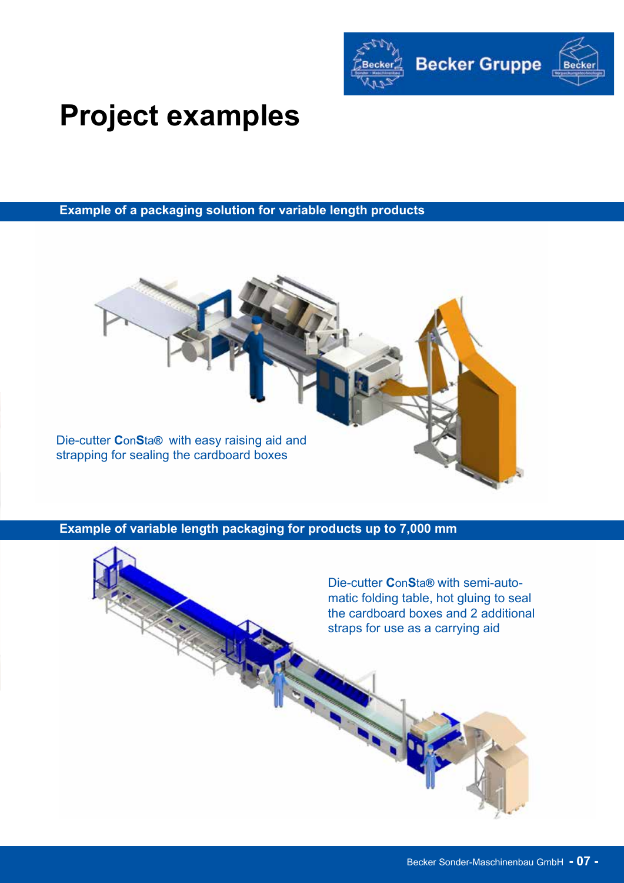# Project examples

## Example of a packaging solution for variable length products

Die-cutter **C**on**S**ta® with easy raising aid and strapping for sealing the cardboard boxes

## Example of variable length packaging for products up to 7,000 mm

Die-cutter **C**on**S**ta® with semi-automatic folding table, hot gluing to seal the cardboard boxes and 2 additional straps for use as a carrying aid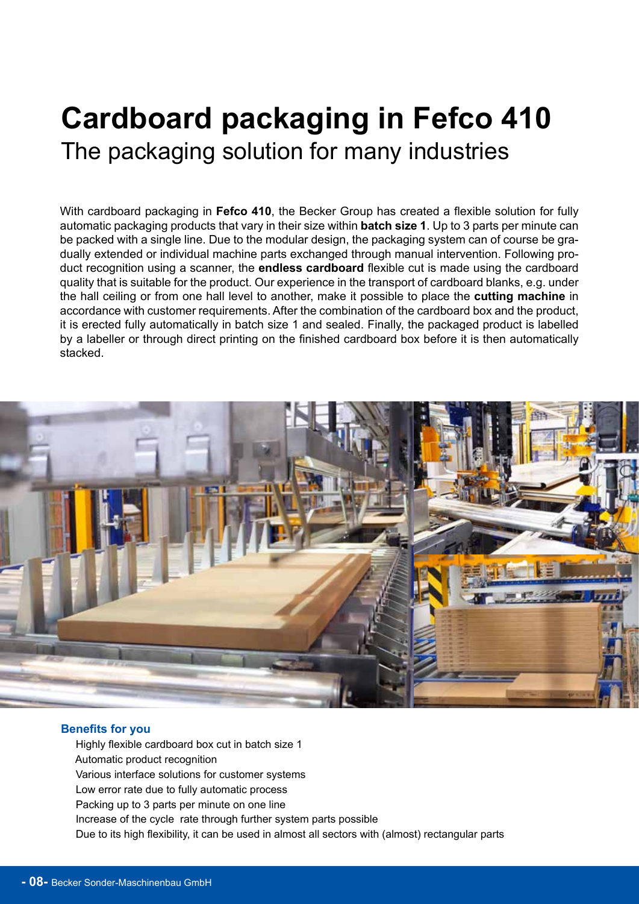# Cardboard packaging in Fefco 410

## The packaging solution for many industries

With cardboard packaging in **Fefco 410**, the Becker Group has created a flexible solution for fully automatic packaging products that vary in their size within **batch size 1**. Up to 3 parts per minute can be packed with a single line. Due to the modular design, the packaging system can of course be gradually extended or individual machine parts exchanged through manual intervention. Following product recognition using a scanner, the **endless cardboard** flexible cut is made using the cardboard quality that is suitable for the product. Our experience in the transport of cardboard blanks, e.g. under the hall ceiling or from one hall level to another, make it possible to place the **cutting machine** in accordance with customer requirements. After the combination of the cardboard box and the product, it is erected fully automatically in batch size 1 and sealed. Finally, the packaged product is labelled by a labeller or through direct printing on the finished cardboard box before it is then automatically stacked.

### Benefits for you

- Highly flexible cardboard box cut in batch size 1
- Automatic product recognition
- Various interface solutions for customer systems
- Low error rate due to fully automatic process
- Packing up to 3 parts per minute on one line
- Increase of the cycle rate through further system parts possible
- Due to its high flexibility, it can be used in almost all sectors with (almost) rectangular parts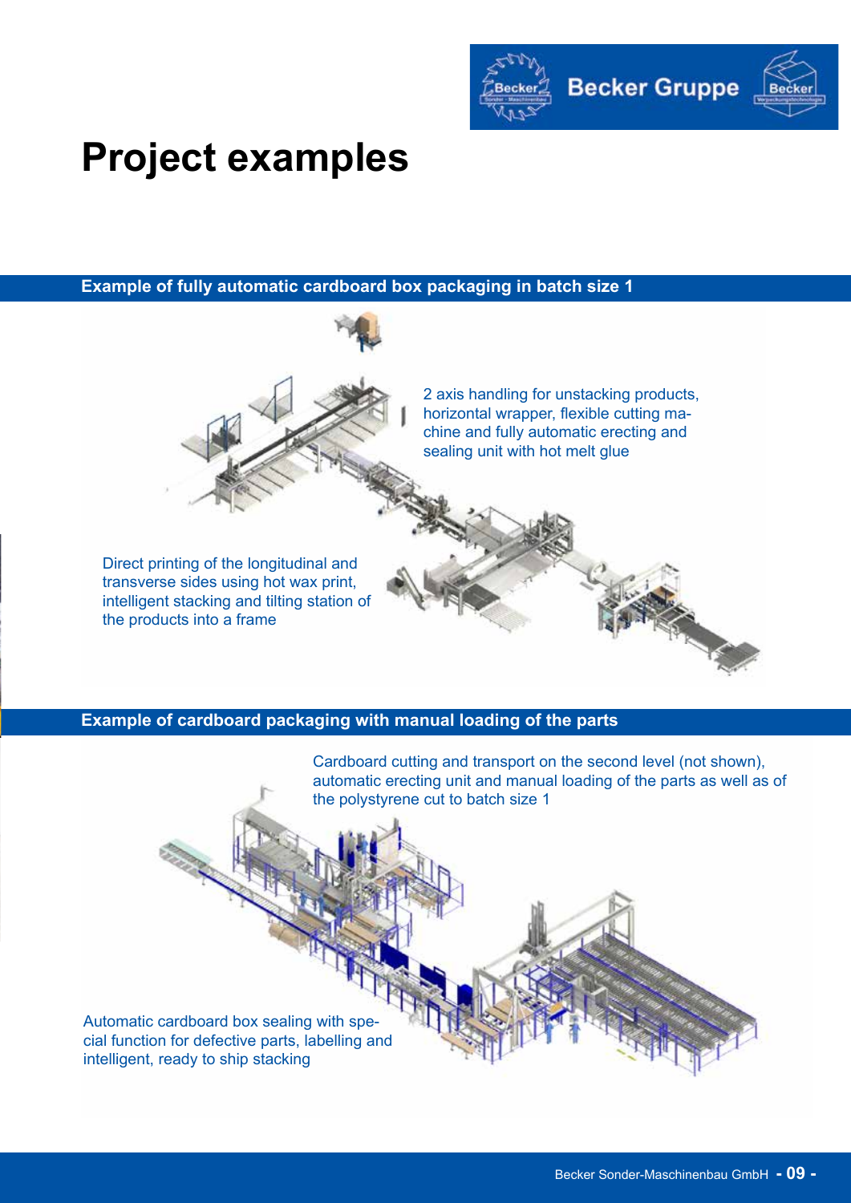# Project examples

## Example of fully automatic cardboard box packaging in batch size 1

2 axis handling for unstacking products, horizontal wrapper, flexible cutting machine and fully automatic erecting and sealing unit with hot melt glue

Direct printing of the longitudinal and transverse sides using hot wax print, intelligent stacking and tilting station of the products into a frame

## Example of cardboard packaging with manual loading of the parts

Cardboard cutting and transport on the second level (not shown), automatic erecting unit and manual loading of the parts as well as of the polystyrene cut to batch size 1

Automatic cardboard box sealing with special function for defective parts, labelling and intelligent, ready to ship stacking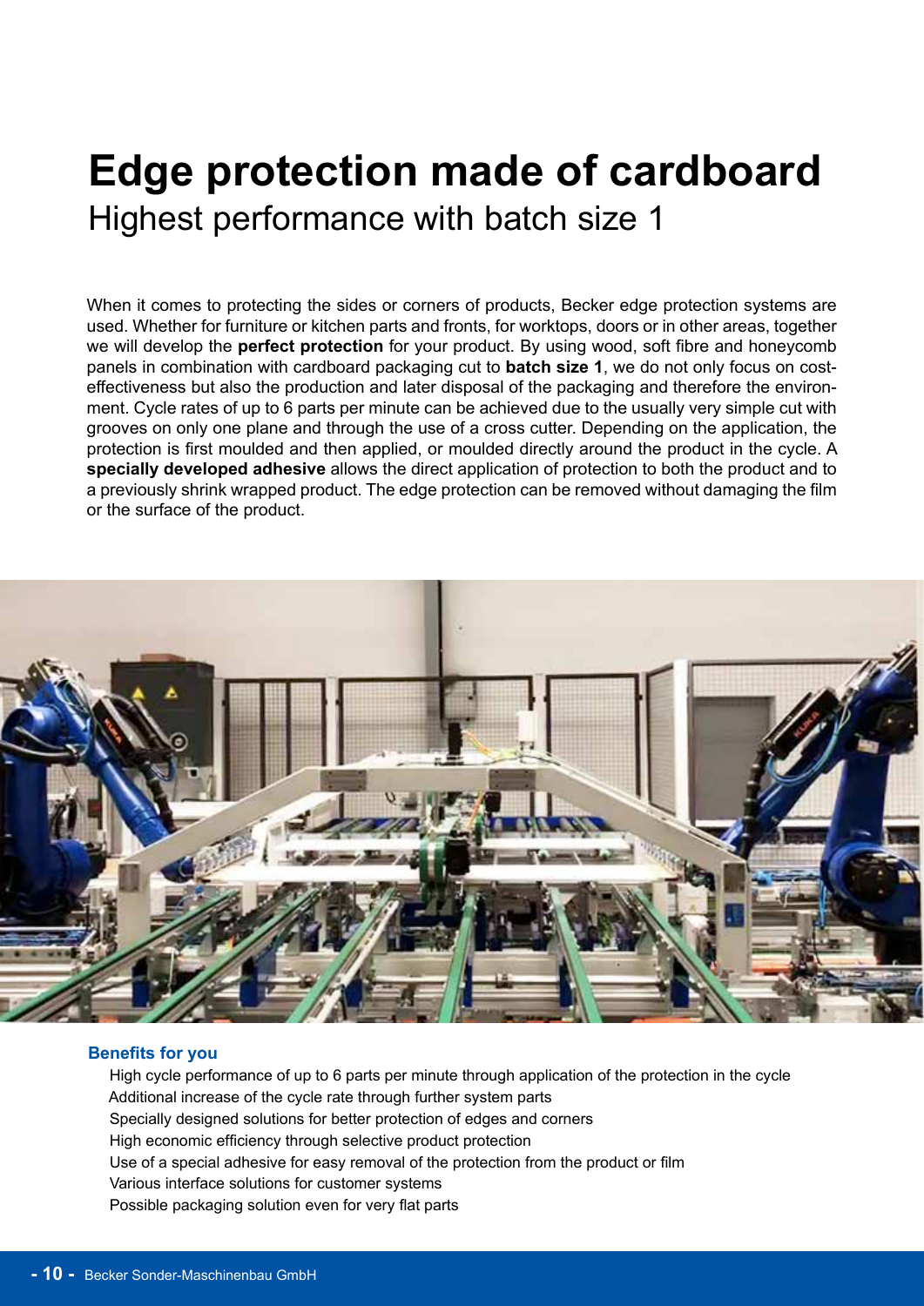# Edge protection made of cardboard

## Highest performance with batch size 1

When it comes to protecting the sides or corners of products, Becker edge protection systems are used. Whether for furniture or kitchen parts and fronts, for worktops, doors or in other areas, together we will develop the **perfect protection** for your product. By using wood, soft fibre and honeycomb panels in combination with cardboard packaging cut to **batch size 1**, we do not only focus on cost-effectiveness but also the production and later disposal of the packaging and therefore the environment. Cycle rates of up to 6 parts per minute can be achieved due to the usually very simple cut with grooves on only one plane and through the use of a cross cutter. Depending on the application, the protection is first moulded and then applied, or moulded directly around the product in the cycle. A **specially developed adhesive** allows the direct application of protection to both the product and to a previously shrink wrapped product. The edge protection can be removed without damaging the film or the surface of the product.

### Benefits for you

- High cycle performance of up to 6 parts per minute through application of the protection in the cycle
- Additional increase of the cycle rate through further system parts
- Specially designed solutions for better protection of edges and corners
- High economic efficiency through selective product protection
- Use of a special adhesive for easy removal of the protection from the product or film
- Various interface solutions for customer systems
- Possible packaging solution even for very flat parts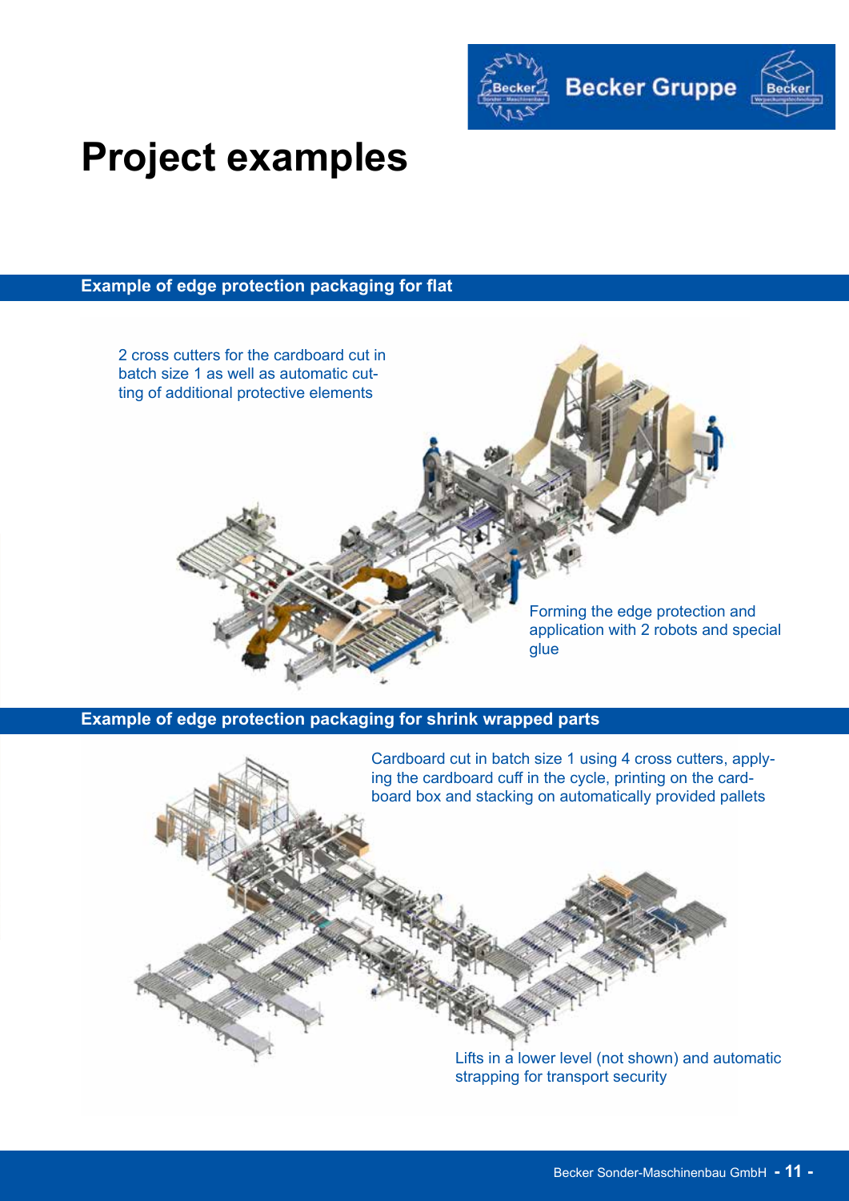# Project examples

## Example of edge protection packaging for flat

2 cross cutters for the cardboard cut in batch size 1 as well as automatic cutting of additional protective elements

Forming the edge protection and application with 2 robots and special glue

## Example of edge protection packaging for shrink wrapped parts

Cardboard cut in batch size 1 using 4 cross cutters, applying the cardboard cuff in the cycle, printing on the cardboard box and stacking on automatically provided pallets

Lifts in a lower level (not shown) and automatic strapping for transport security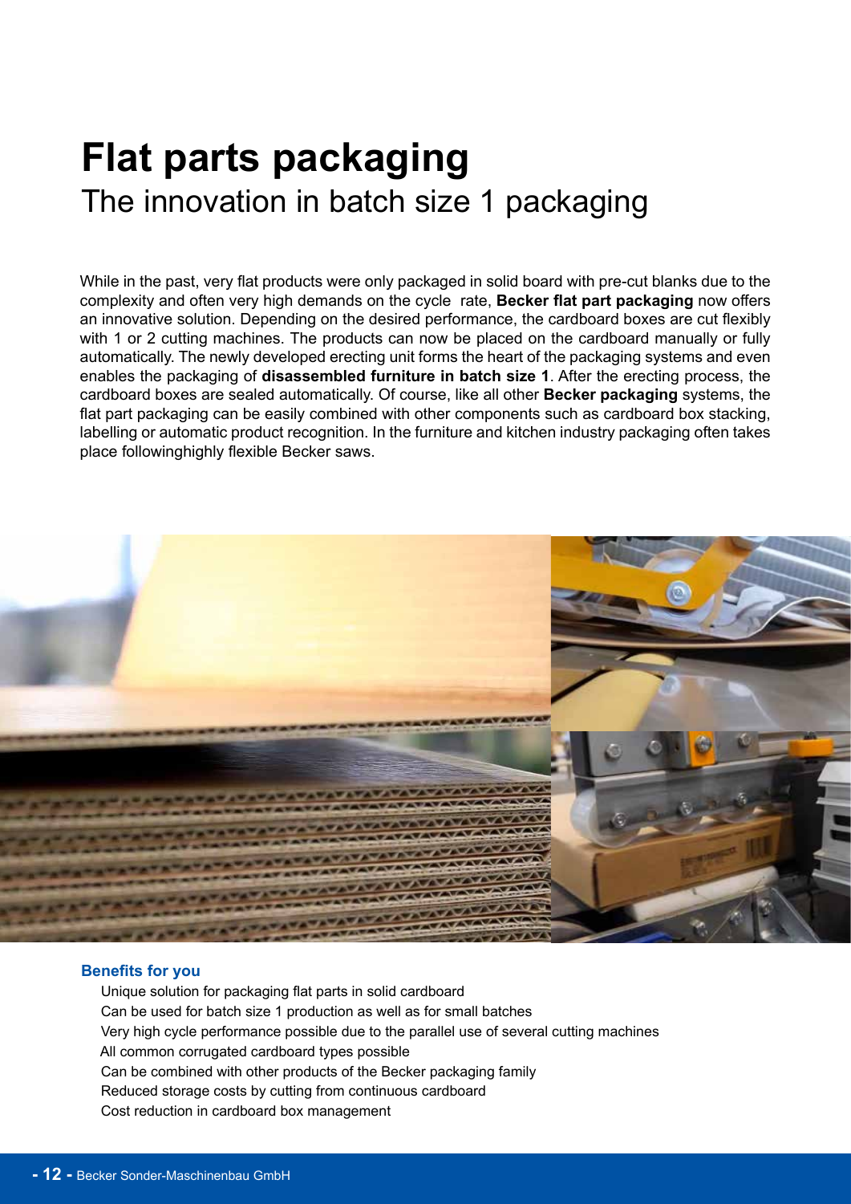# Flat parts packaging

## The innovation in batch size 1 packaging

While in the past, very flat products were only packaged in solid board with pre-cut blanks due to the complexity and often very high demands on the cycle rate, **Becker flat part packaging** now offers an innovative solution. Depending on the desired performance, the cardboard boxes are cut flexibly with 1 or 2 cutting machines. The products can now be placed on the cardboard manually or fully automatically. The newly developed erecting unit forms the heart of the packaging systems and even enables the packaging of **disassembled furniture in batch size 1**. After the erecting process, the cardboard boxes are sealed automatically. Of course, like all other **Becker packaging** systems, the flat part packaging can be easily combined with other components such as cardboard box stacking, labelling or automatic product recognition. In the furniture and kitchen industry packaging often takes place followinghighly flexible Becker saws.

### Benefits for you

- Unique solution for packaging flat parts in solid cardboard
- Can be used for batch size 1 production as well as for small batches
- Very high cycle performance possible due to the parallel use of several cutting machines
- All common corrugated cardboard types possible
- Can be combined with other products of the Becker packaging family
- Reduced storage costs by cutting from continuous cardboard
- Cost reduction in cardboard box management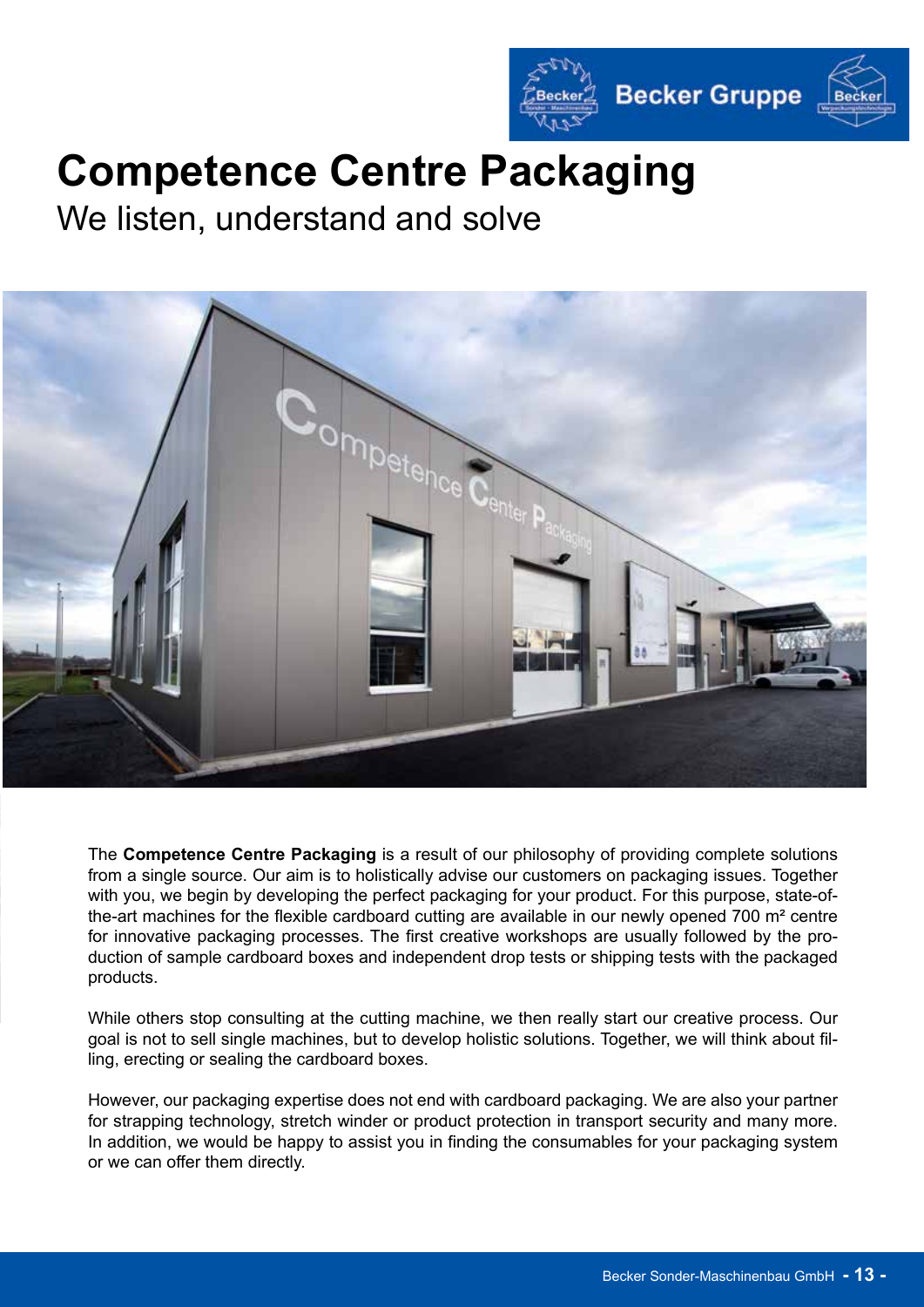# Competence Centre Packaging

We listen, understand and solve

The **Competence Centre Packaging** is a result of our philosophy of providing complete solutions from a single source. Our aim is to holistically advise our customers on packaging issues. Together with you, we begin by developing the perfect packaging for your product. For this purpose, state-of-the-art machines for the flexible cardboard cutting are available in our newly opened 700 m² centre for innovative packaging processes. The first creative workshops are usually followed by the production of sample cardboard boxes and independent drop tests or shipping tests with the packaged products.

While others stop consulting at the cutting machine, we then really start our creative process. Our goal is not to sell single machines, but to develop holistic solutions. Together, we will think about filling, erecting or sealing the cardboard boxes.

However, our packaging expertise does not end with cardboard packaging. We are also your partner for strapping technology, stretch winder or product protection in transport security and many more. In addition, we would be happy to assist you in finding the consumables for your packaging system or we can offer them directly.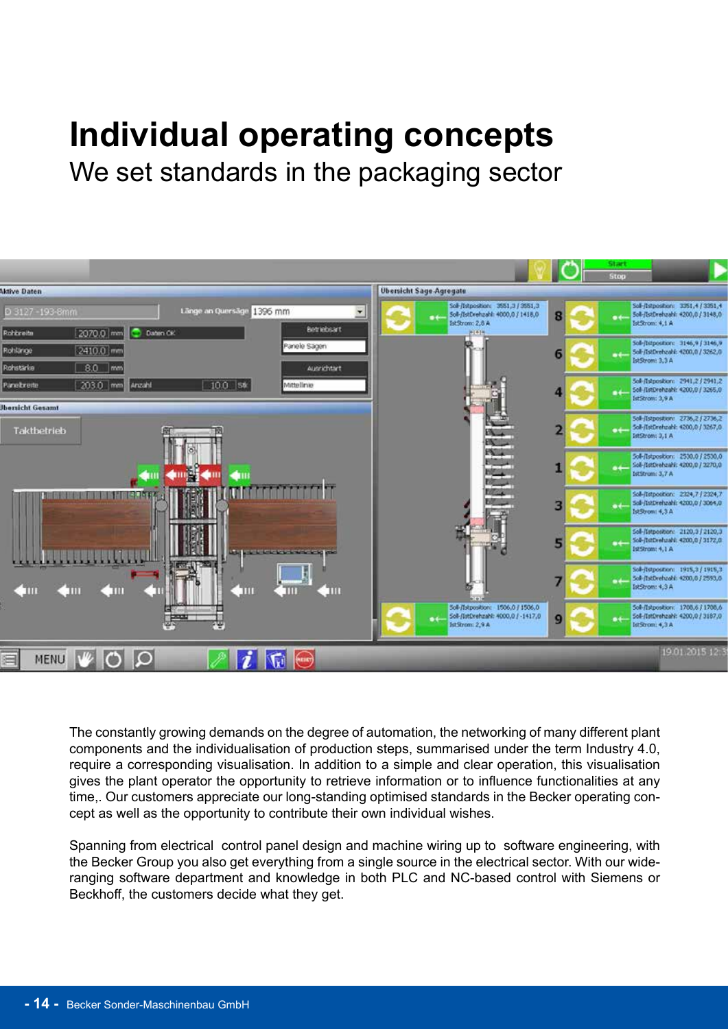# Individual operating concepts

## We set standards in the packaging sector

The constantly growing demands on the degree of automation, the networking of many different plant components and the individualisation of production steps, summarised under the term Industry 4.0, require a corresponding visualisation. In addition to a simple and clear operation, this visualisation gives the plant operator the opportunity to retrieve information or to influence functionalities at any time,. Our customers appreciate our long-standing optimised standards in the Becker operating concept as well as the opportunity to contribute their own individual wishes.

Spanning from electrical control panel design and machine wiring up to software engineering, with the Becker Group you also get everything from a single source in the electrical sector. With our wide-ranging software department and knowledge in both PLC and NC-based control with Siemens or Beckhoff, the customers decide what they get.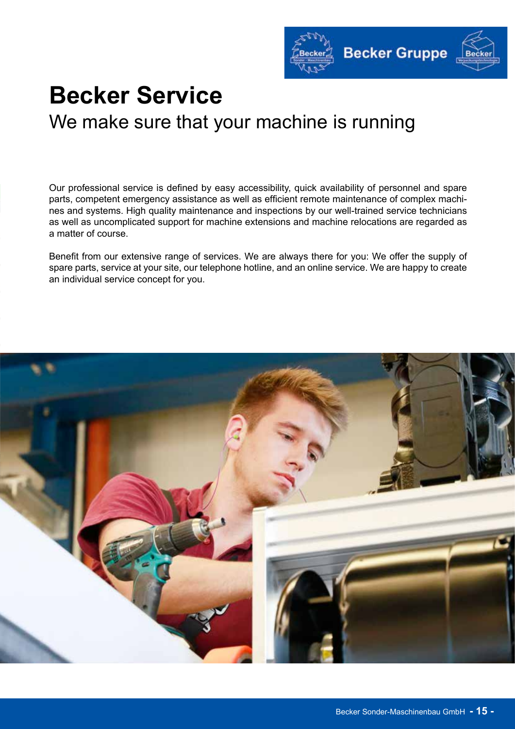# Becker Service

## We make sure that your machine is running

Our professional service is defined by easy accessibility, quick availability of personnel and spare parts, competent emergency assistance as well as efficient remote maintenance of complex machines and systems. High quality maintenance and inspections by our well-trained service technicians as well as uncomplicated support for machine extensions and machine relocations are regarded as a matter of course.

Benefit from our extensive range of services. We are always there for you: We offer the supply of spare parts, service at your site, our telephone hotline, and an online service. We are happy to create an individual service concept for you.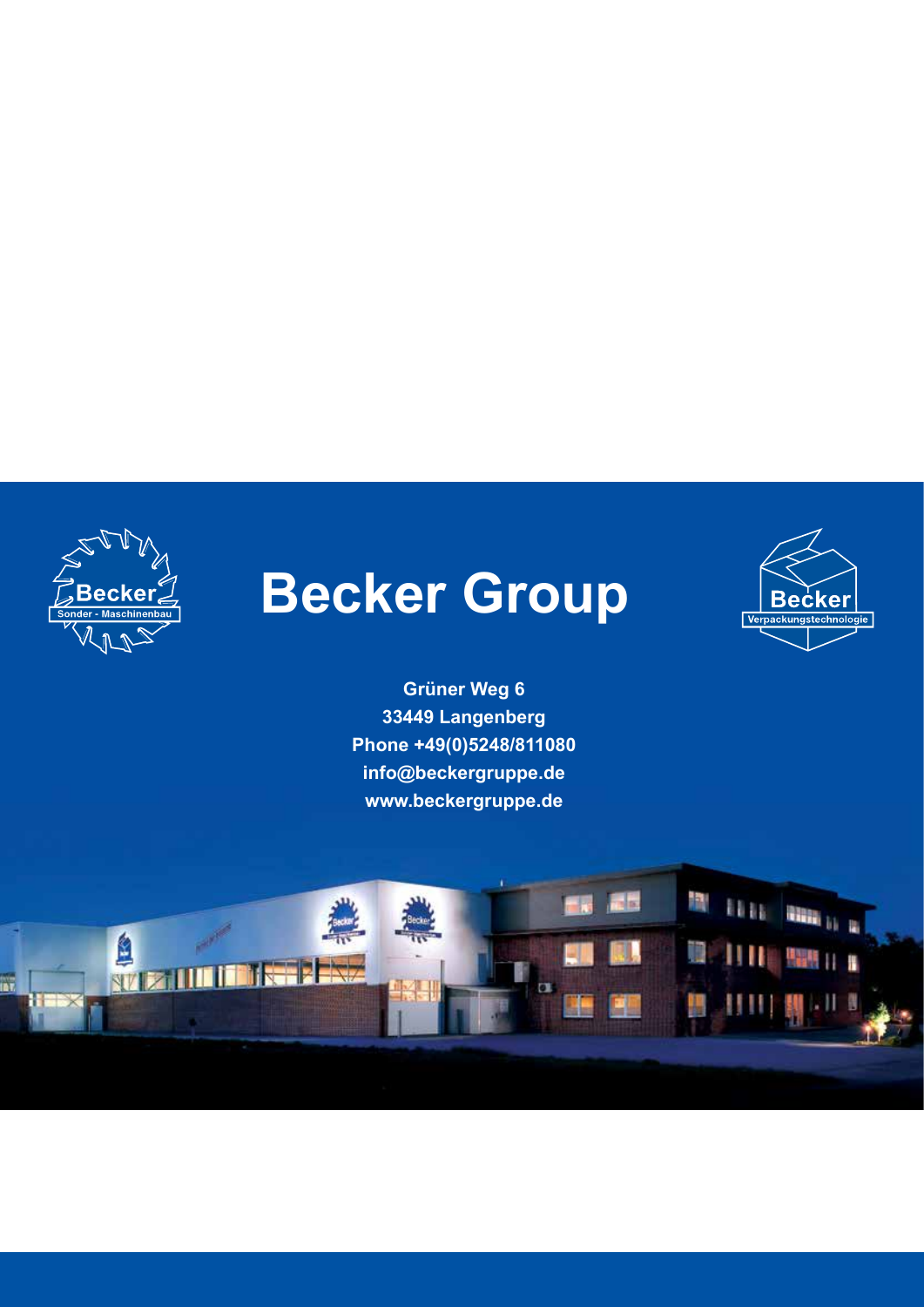# Becker Group

Grüner Weg 6
33449 Langenberg
Phone +49(0)5248/811080
info@beckergruppe.de
www.beckergruppe.de